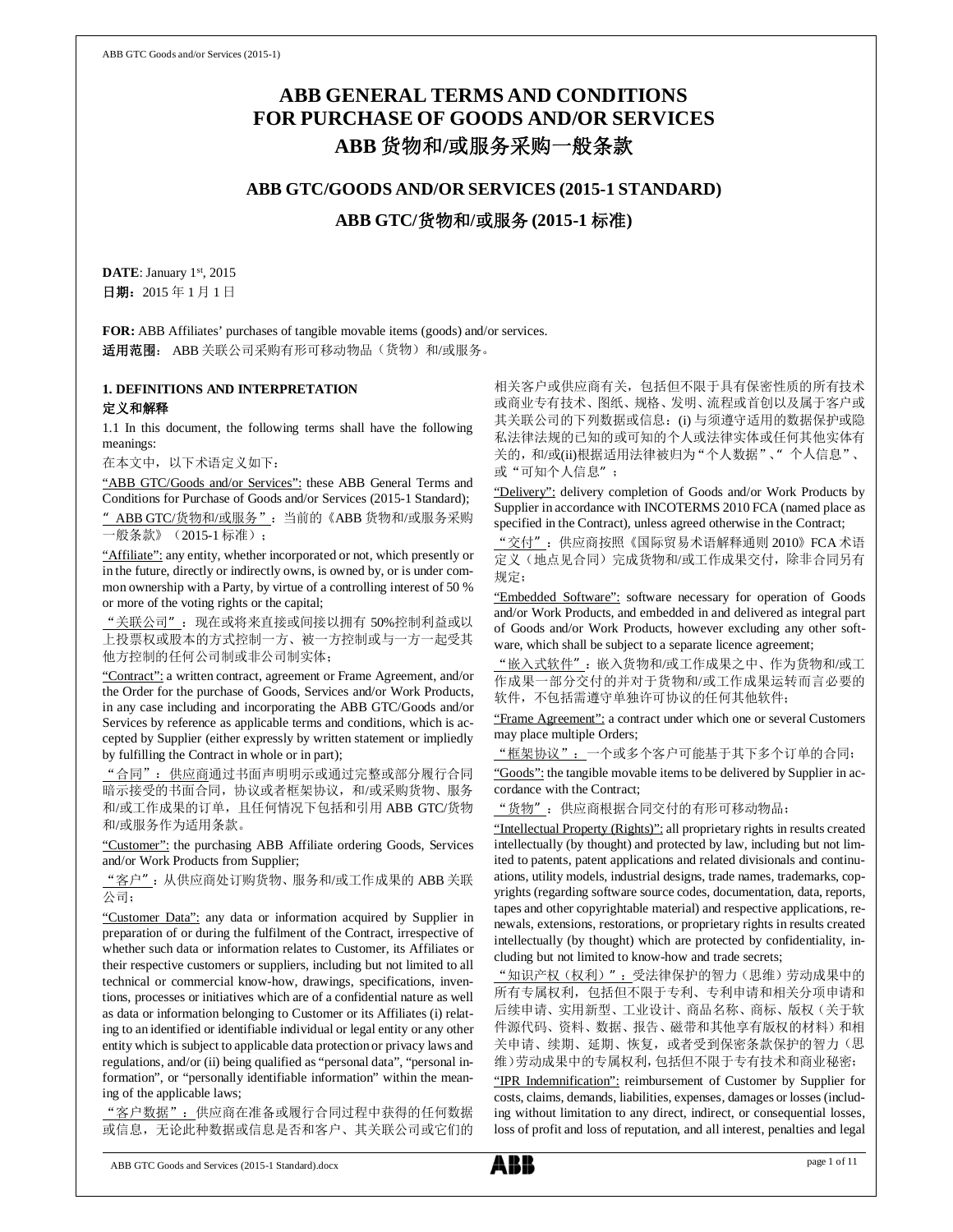# ABB GENERAL TERMS AND CONDITIONS FOR PURCHASE OF GOODS AND/OR SERVICES
# ABB 货物和/或服务采购一般条款

## ABB GTC/GOODS AND/OR SERVICES (2015-1 STANDARD)

## ABB GTC/货物和/或服务 (2015-1 标准)

**DATE**: January 1st, 2015
**日期：**2015 年 1 月 1 日

**FOR:** ABB Affiliates' purchases of tangible movable items (goods) and/or services.
**适用范围：** ABB 关联公司采购有形可移动物品（货物）和/或服务。

### 1. DEFINITIONS AND INTERPRETATION
### 定义和解释

1.1 In this document, the following terms shall have the following meanings:

在本文中，以下术语定义如下：

"ABB GTC/Goods and/or Services": these ABB General Terms and Conditions for Purchase of Goods and/or Services (2015-1 Standard);

"ABB GTC/货物和/或服务"：当前的《ABB 货物和/或服务采购一般条款》（2015-1 标准）；

"Affiliate": any entity, whether incorporated or not, which presently or in the future, directly or indirectly owns, is owned by, or is under common ownership with a Party, by virtue of a controlling interest of 50 % or more of the voting rights or the capital;

"关联公司"：现在或将来直接或间接以拥有 50%控制利益或以上投票权或股本的方式控制一方、被一方控制或与一方一起受其他方控制的任何公司制或非公司制实体；

"Contract": a written contract, agreement or Frame Agreement, and/or the Order for the purchase of Goods, Services and/or Work Products, in any case including and incorporating the ABB GTC/Goods and/or Services by reference as applicable terms and conditions, which is accepted by Supplier (either expressly by written statement or impliedly by fulfilling the Contract in whole or in part);

"合同"：供应商通过书面声明明示或通过完整或部分履行合同暗示接受的书面合同，协议或者框架协议，和/或采购货物、服务和/或工作成果的订单，且任何情况下包括和引用 ABB GTC/货物和/或服务作为适用条款。

"Customer": the purchasing ABB Affiliate ordering Goods, Services and/or Work Products from Supplier;

"客户"：从供应商处订购货物、服务和/或工作成果的 ABB 关联公司；

"Customer Data": any data or information acquired by Supplier in preparation of or during the fulfilment of the Contract, irrespective of whether such data or information relates to Customer, its Affiliates or their respective customers or suppliers, including but not limited to all technical or commercial know-how, drawings, specifications, inventions, processes or initiatives which are of a confidential nature as well as data or information belonging to Customer or its Affiliates (i) relating to an identified or identifiable individual or legal entity or any other entity which is subject to applicable data protection or privacy laws and regulations, and/or (ii) being qualified as "personal data", "personal information", or "personally identifiable information" within the meaning of the applicable laws;

"客户数据"：供应商在准备或履行合同过程中获得的任何数据或信息，无论此种数据或信息是否和客户、其关联公司或它们的相关客户或供应商有关，包括但不限于具有保密性质的所有技术或商业专有技术、图纸、规格、发明、流程或首创以及属于客户或其关联公司的下列数据或信息：(i) 与须遵守适用的数据保护或隐私法律法规的已知的或可知的个人或法律实体或任何其他实体有关的，和/或(ii)根据适用法律被归为"个人数据"、"个人信息"、或"可知个人信息"；

"Delivery": delivery completion of Goods and/or Work Products by Supplier in accordance with INCOTERMS 2010 FCA (named place as specified in the Contract), unless agreed otherwise in the Contract;

"交付"：供应商按照《国际贸易术语解释通则 2010》FCA 术语定义（地点见合同）完成货物和/或工作成果交付，除非合同另有规定；

"Embedded Software": software necessary for operation of Goods and/or Work Products, and embedded in and delivered as integral part of Goods and/or Work Products, however excluding any other software, which shall be subject to a separate licence agreement;

"嵌入式软件"：嵌入货物和/或工作成果之中、作为货物和/或工作成果一部分交付的并对于货物和/或工作成果运转而言必要的软件，不包括需遵守单独许可协议的任何其他软件；

"Frame Agreement": a contract under which one or several Customers may place multiple Orders;

"框架协议"：一个或多个客户可能基于其下多个订单的合同；

"Goods": the tangible movable items to be delivered by Supplier in accordance with the Contract;

"货物"：供应商根据合同交付的有形可移动物品；

"Intellectual Property (Rights)": all proprietary rights in results created intellectually (by thought) and protected by law, including but not limited to patents, patent applications and related divisionals and continuations, utility models, industrial designs, trade names, trademarks, copyrights (regarding software source codes, documentation, data, reports, tapes and other copyrightable material) and respective applications, renewals, extensions, restorations, or proprietary rights in results created intellectually (by thought) which are protected by confidentiality, including but not limited to know-how and trade secrets;

"知识产权（权利）"：受法律保护的智力（思维）劳动成果中的所有专属权利，包括但不限于专利、专利申请和相关分项申请和后续申请、实用新型、工业设计、商品名称、商标、版权（关于软件源代码、资料、数据、报告、磁带和其他享有版权的材料）和相关申请、续期、延期、恢复，或者受到保密条款保护的智力（思维）劳动成果中的专属权利，包括但不限于专有技术和商业秘密；

"IPR Indemnification": reimbursement of Customer by Supplier for costs, claims, demands, liabilities, expenses, damages or losses (including without limitation to any direct, indirect, or consequential losses, loss of profit and loss of reputation, and all interest, penalties and legal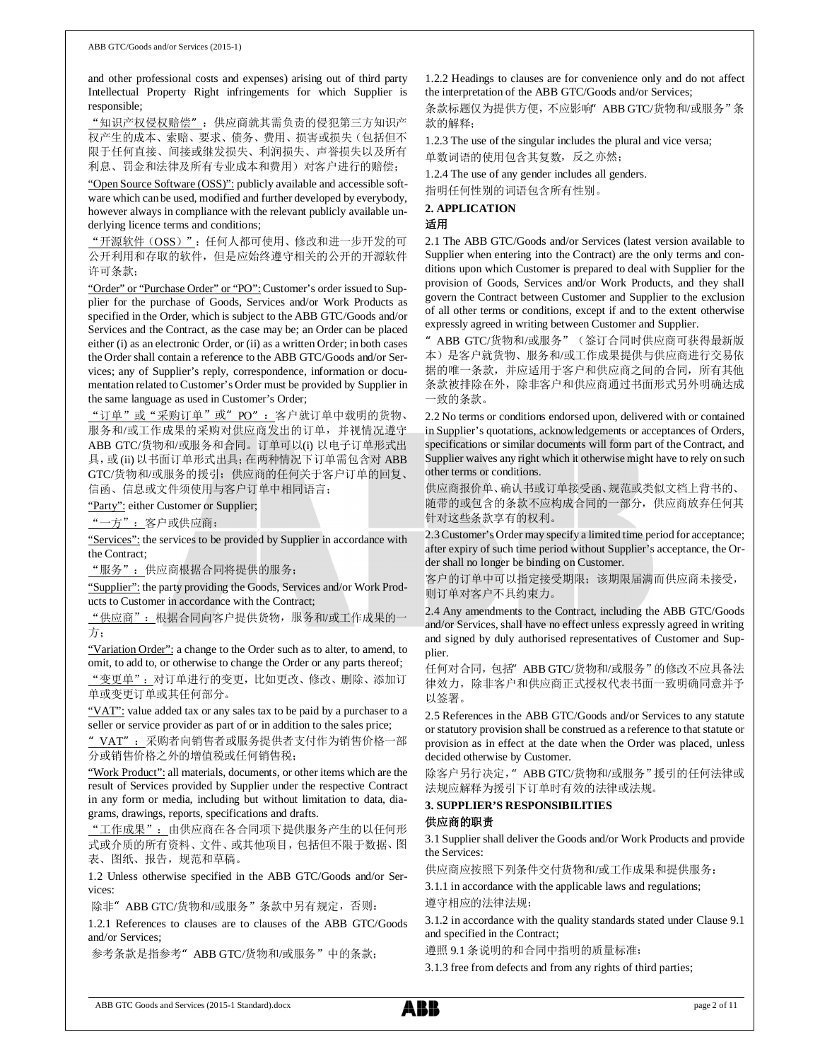and other professional costs and expenses) arising out of third party Intellectual Property Right infringements for which Supplier is responsible;

"知识产权侵权赔偿"：供应商就其需负责的侵犯第三方知识产权产生的成本、索赔、要求、债务、费用、损害或损失（包括但不限于任何直接、间接或继发损失、利润损失、声誉损失以及所有利息、罚金和法律及所有专业成本和费用）对客户进行的赔偿；

"Open Source Software (OSS)": publicly available and accessible software which can be used, modified and further developed by everybody, however always in compliance with the relevant publicly available underlying licence terms and conditions;

"开源软件（OSS）"：任何人都可使用、修改和进一步开发的可公开利用和存取的软件，但是应始终遵守相关的公开的开源软件许可条款；

"Order" or "Purchase Order" or "PO": Customer's order issued to Supplier for the purchase of Goods, Services and/or Work Products as specified in the Order, which is subject to the ABB GTC/Goods and/or Services and the Contract, as the case may be; an Order can be placed either (i) as an electronic Order, or (ii) as a written Order; in both cases the Order shall contain a reference to the ABB GTC/Goods and/or Services; any of Supplier's reply, correspondence, information or documentation related to Customer's Order must be provided by Supplier in the same language as used in Customer's Order;

"订单"或"采购订单"或"PO"：客户就订单中载明的货物、服务和/或工作成果的采购对供应商发出的订单，并视情况遵守 ABB GTC/货物和/或服务和合同。订单可以(i) 以电子订单形式出具，或 (ii) 以书面订单形式出具; 在两种情况下订单需包含对 ABB GTC/货物和/或服务的援引；供应商的任何关于客户订单的回复、信函、信息或文件须使用与客户订单中相同语言；

"Party": either Customer or Supplier;

"一方"：客户或供应商；

"Services": the services to be provided by Supplier in accordance with the Contract;

"服务"：供应商根据合同将提供的服务；

"Supplier": the party providing the Goods, Services and/or Work Products to Customer in accordance with the Contract;

"供应商"：根据合同向客户提供货物，服务和/或工作成果的一方；

"Variation Order": a change to the Order such as to alter, to amend, to omit, to add to, or otherwise to change the Order or any parts thereof;

"变更单"：对订单进行的变更，比如更改、修改、删除、添加订单或变更订单或其任何部分。

"VAT": value added tax or any sales tax to be paid by a purchaser to a seller or service provider as part of or in addition to the sales price;

"VAT"：采购者向销售者或服务提供者支付作为销售价格一部分或销售价格之外的增值税或任何销售税；

"Work Product": all materials, documents, or other items which are the result of Services provided by Supplier under the respective Contract in any form or media, including but without limitation to data, diagrams, drawings, reports, specifications and drafts.

"工作成果"：由供应商在各合同项下提供服务产生的以任何形式或介质的所有资料、文件、或其他项目，包括但不限于数据、图表、图纸、报告，规范和草稿。

1.2 Unless otherwise specified in the ABB GTC/Goods and/or Services:

除非"ABB GTC/货物和/或服务"条款中另有规定，否则：

1.2.1 References to clauses are to clauses of the ABB GTC/Goods and/or Services;

参考条款是指参考"ABB GTC/货物和/或服务"中的条款；

1.2.2 Headings to clauses are for convenience only and do not affect the interpretation of the ABB GTC/Goods and/or Services;

条款标题仅为提供方便，不应影响"ABB GTC/货物和/或服务"条款的解释；

1.2.3 The use of the singular includes the plural and vice versa;

单数词语的使用包含其复数，反之亦然；

1.2.4 The use of any gender includes all genders.

指明任何性别的词语包含所有性别。

## 2. APPLICATION

## 适用

2.1 The ABB GTC/Goods and/or Services (latest version available to Supplier when entering into the Contract) are the only terms and conditions upon which Customer is prepared to deal with Supplier for the provision of Goods, Services and/or Work Products, and they shall govern the Contract between Customer and Supplier to the exclusion of all other terms or conditions, except if and to the extent otherwise expressly agreed in writing between Customer and Supplier.

"ABB GTC/货物和/或服务"（签订合同时供应商可获得最新版本）是客户就货物、服务和/或工作成果提供与供应商进行交易依据的唯一条款，并应适用于客户和供应商之间的合同，所有其他条款被排除在外，除非客户和供应商通过书面形式另外明确达成一致的条款。

2.2 No terms or conditions endorsed upon, delivered with or contained in Supplier's quotations, acknowledgements or acceptances of Orders, specifications or similar documents will form part of the Contract, and Supplier waives any right which it otherwise might have to rely on such other terms or conditions.

供应商报价单、确认书或订单接受函、规范或类似文档上背书的、随带的或包含的条款不应构成合同的一部分，供应商放弃任何其针对这些条款享有的权利。

2.3 Customer's Order may specify a limited time period for acceptance; after expiry of such time period without Supplier's acceptance, the Order shall no longer be binding on Customer.

客户的订单中可以指定接受期限；该期限届满而供应商未接受，则订单对客户不具约束力。

2.4 Any amendments to the Contract, including the ABB GTC/Goods and/or Services, shall have no effect unless expressly agreed in writing and signed by duly authorised representatives of Customer and Supplier.

任何对合同，包括"ABB GTC/货物和/或服务"的修改不应具备法律效力，除非客户和供应商正式授权代表书面一致明确同意并予以签署。

2.5 References in the ABB GTC/Goods and/or Services to any statute or statutory provision shall be construed as a reference to that statute or provision as in effect at the date when the Order was placed, unless decided otherwise by Customer.

除客户另行决定，"ABB GTC/货物和/或服务"援引的任何法律或法规应解释为援引下订单时有效的法律或法规。

## 3. SUPPLIER'S RESPONSIBILITIES

## 供应商的职责

3.1 Supplier shall deliver the Goods and/or Work Products and provide the Services:

供应商应按照下列条件交付货物和/或工作成果和提供服务：

3.1.1 in accordance with the applicable laws and regulations;

遵守相应的法律法规；

3.1.2 in accordance with the quality standards stated under Clause 9.1 and specified in the Contract;

遵照 9.1 条说明的和合同中指明的质量标准；

3.1.3 free from defects and from any rights of third parties;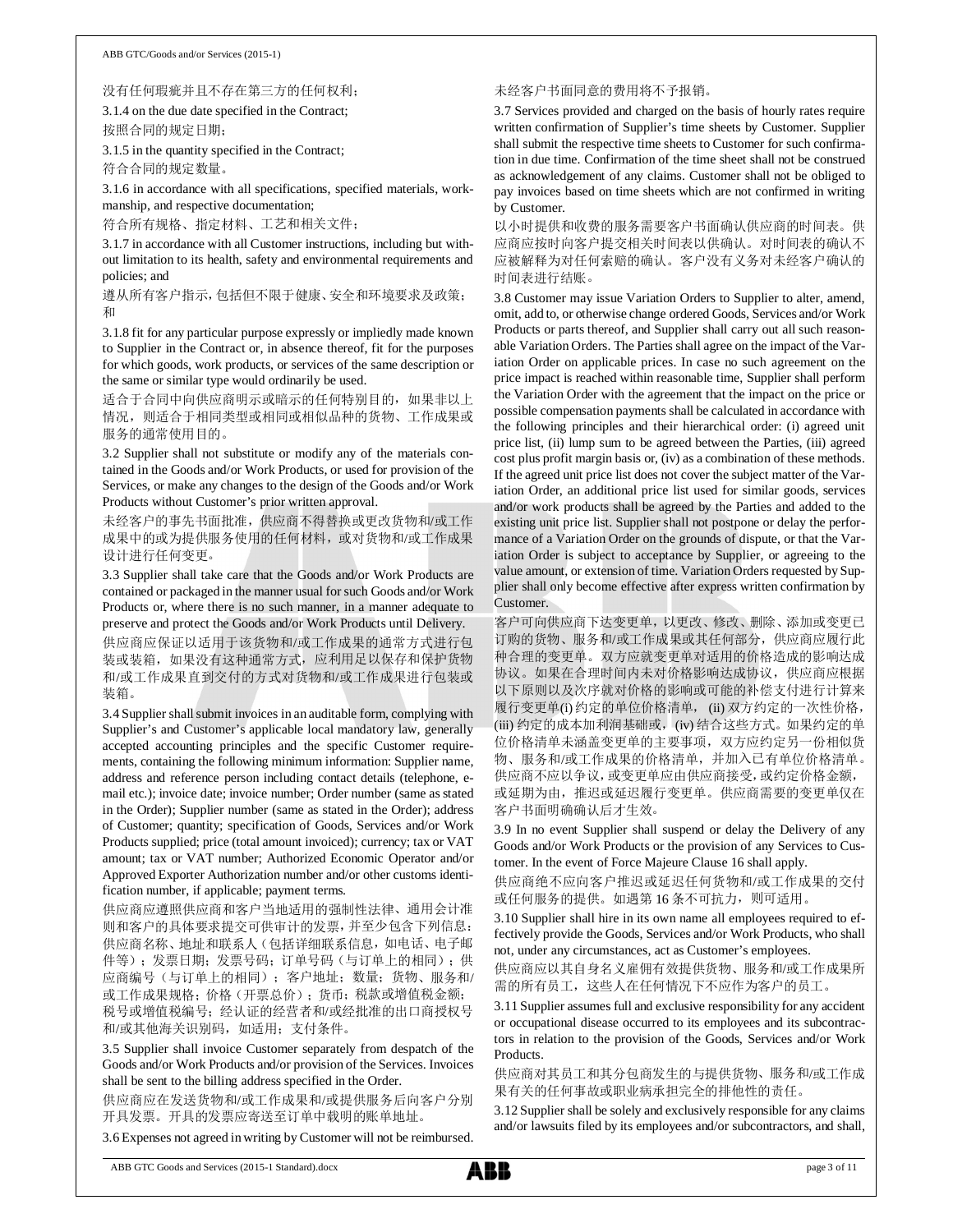没有任何瑕疵并且不存在第三方的任何权利；

3.1.4 on the due date specified in the Contract;

按照合同的规定日期；

3.1.5 in the quantity specified in the Contract;

符合合同的规定数量。

3.1.6 in accordance with all specifications, specified materials, workmanship, and respective documentation;

符合所有规格、指定材料、工艺和相关文件；

3.1.7 in accordance with all Customer instructions, including but without limitation to its health, safety and environmental requirements and policies; and

遵从所有客户指示，包括但不限于健康、安全和环境要求及政策；和

3.1.8 fit for any particular purpose expressly or impliedly made known to Supplier in the Contract or, in absence thereof, fit for the purposes for which goods, work products, or services of the same description or the same or similar type would ordinarily be used.

适合于合同中向供应商明示或暗示的任何特别目的，如果非以上情况，则适合于相同类型或相同或相似品种的货物、工作成果或服务的通常使用目的。

3.2 Supplier shall not substitute or modify any of the materials contained in the Goods and/or Work Products, or used for provision of the Services, or make any changes to the design of the Goods and/or Work Products without Customer's prior written approval.

未经客户的事先书面批准，供应商不得替换或更改货物和/或工作成果中的或为提供服务使用的任何材料，或对货物和/或工作成果设计进行任何变更。

3.3 Supplier shall take care that the Goods and/or Work Products are contained or packaged in the manner usual for such Goods and/or Work Products or, where there is no such manner, in a manner adequate to preserve and protect the Goods and/or Work Products until Delivery.

供应商应保证以适用于该货物和/或工作成果的通常方式进行包装或装箱，如果没有这种通常方式，应利用足以保存和保护货物和/或工作成果直到交付的方式对货物和/或工作成果进行包装或装箱。

3.4 Supplier shall submit invoices in an auditable form, complying with Supplier's and Customer's applicable local mandatory law, generally accepted accounting principles and the specific Customer requirements, containing the following minimum information: Supplier name, address and reference person including contact details (telephone, e-mail etc.); invoice date; invoice number; Order number (same as stated in the Order); Supplier number (same as stated in the Order); address of Customer; quantity; specification of Goods, Services and/or Work Products supplied; price (total amount invoiced); currency; tax or VAT amount; tax or VAT number; Authorized Economic Operator and/or Approved Exporter Authorization number and/or other customs identification number, if applicable; payment terms.

供应商应遵照供应商和客户当地适用的强制性法律、通用会计准则和客户的具体要求提交可供审计的发票，并至少包含下列信息：供应商名称、地址和联系人（包括详细联系信息，如电话、电子邮件等）；发票日期；发票号码；订单号码（与订单上的相同）；供应商编号（与订单上的相同）；客户地址；数量；货物、服务和/或工作成果规格；价格（开票总价）；货币；税款或增值税金额；税号或增值税编号；经认证的经营者和/或经批准的出口商授权号和/或其他海关识别码，如适用；支付条件。

3.5 Supplier shall invoice Customer separately from despatch of the Goods and/or Work Products and/or provision of the Services. Invoices shall be sent to the billing address specified in the Order.

供应商应在发送货物和/或工作成果和/或提供服务后向客户分别开具发票。开具的发票应寄送至订单中载明的账单地址。

3.6 Expenses not agreed in writing by Customer will not be reimbursed.

未经客户书面同意的费用将不予报销。

3.7 Services provided and charged on the basis of hourly rates require written confirmation of Supplier's time sheets by Customer. Supplier shall submit the respective time sheets to Customer for such confirmation in due time. Confirmation of the time sheet shall not be construed as acknowledgement of any claims. Customer shall not be obliged to pay invoices based on time sheets which are not confirmed in writing by Customer.

以小时提供和收费的服务需要客户书面确认供应商的时间表。供应商应按时向客户提交相关时间表以供确认。对时间表的确认不应被解释为对任何索赔的确认。客户没有义务对未经客户确认的时间表进行结账。

3.8 Customer may issue Variation Orders to Supplier to alter, amend, omit, add to, or otherwise change ordered Goods, Services and/or Work Products or parts thereof, and Supplier shall carry out all such reasonable Variation Orders. The Parties shall agree on the impact of the Variation Order on applicable prices. In case no such agreement on the price impact is reached within reasonable time, Supplier shall perform the Variation Order with the agreement that the impact on the price or possible compensation payments shall be calculated in accordance with the following principles and their hierarchical order: (i) agreed unit price list, (ii) lump sum to be agreed between the Parties, (iii) agreed cost plus profit margin basis or, (iv) as a combination of these methods. If the agreed unit price list does not cover the subject matter of the Variation Order, an additional price list used for similar goods, services and/or work products shall be agreed by the Parties and added to the existing unit price list. Supplier shall not postpone or delay the performance of a Variation Order on the grounds of dispute, or that the Variation Order is subject to acceptance by Supplier, or agreeing to the value amount, or extension of time. Variation Orders requested by Supplier shall only become effective after express written confirmation by Customer.

客户可向供应商下达变更单，以更改、修改、删除、添加或变更已订购的货物、服务和/或工作成果或其任何部分，供应商应履行此种合理的变更单。双方应就变更单对适用的价格造成的影响达成协议。如果在合理时间内未对价格影响达成协议，供应商应根据以下原则以及次序就对价格的影响或可能的补偿支付进行计算来履行变更单(i) 约定的单位价格清单，(ii) 双方约定的一次性价格，(iii) 约定的成本加利润基础或，(iv) 结合这些方式。如果约定的单位价格清单未涵盖变更单的主要事项，双方应约定另一份相似货物、服务和/或工作成果的价格清单，并加入已有单位价格清单。供应商不应以争议，或变更单应由供应商接受，或约定价格金额，或延期为由，推迟或延迟履行变更单。供应商需要的变更单仅在客户书面明确确认后才生效。

3.9 In no event Supplier shall suspend or delay the Delivery of any Goods and/or Work Products or the provision of any Services to Customer. In the event of Force Majeure Clause 16 shall apply.

供应商绝不应向客户推迟或延迟任何货物和/或工作成果的交付或任何服务的提供。如遇第 16 条不可抗力，则可适用。

3.10 Supplier shall hire in its own name all employees required to effectively provide the Goods, Services and/or Work Products, who shall not, under any circumstances, act as Customer's employees.

供应商应以其自身名义雇佣有效提供货物、服务和/或工作成果所需的所有员工，这些人在任何情况下不应作为客户的员工。

3.11 Supplier assumes full and exclusive responsibility for any accident or occupational disease occurred to its employees and its subcontractors in relation to the provision of the Goods, Services and/or Work Products.

供应商对其员工和其分包商发生的与提供货物、服务和/或工作成果有关的任何事故或职业病承担完全的排他性的责任。

3.12 Supplier shall be solely and exclusively responsible for any claims and/or lawsuits filed by its employees and/or subcontractors, and shall,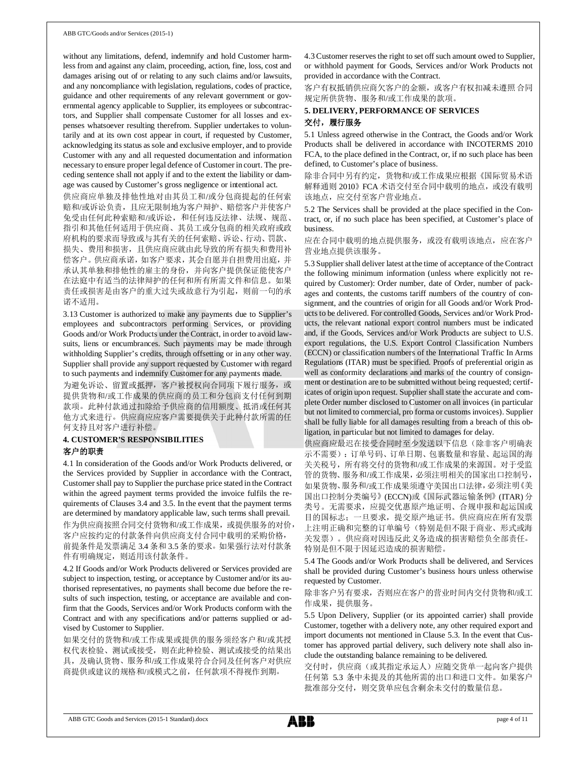without any limitations, defend, indemnify and hold Customer harmless from and against any claim, proceeding, action, fine, loss, cost and damages arising out of or relating to any such claims and/or lawsuits, and any noncompliance with legislation, regulations, codes of practice, guidance and other requirements of any relevant government or governmental agency applicable to Supplier, its employees or subcontractors, and Supplier shall compensate Customer for all losses and expenses whatsoever resulting therefrom. Supplier undertakes to voluntarily and at its own cost appear in court, if requested by Customer, acknowledging its status as sole and exclusive employer, and to provide Customer with any and all requested documentation and information necessary to ensure proper legal defence of Customer in court. The preceding sentence shall not apply if and to the extent the liability or damage was caused by Customer's gross negligence or intentional act.

供应商应单独及排他性地对由其员工和/或分包商提起的任何索赔和/或诉讼负责，且应无限制地为客户辩护、赔偿客户并使客户免受由任何此种索赔和/或诉讼，和任何违反适用于供应商、其员工或分包商的相关政府或政府机构的法律、法规、规范、指引和其他任何要求而导致或与其有关的任何索赔、诉讼、行动、罚款、损失、费用和损害，且供应商应就由此导致的所有损失和费用补偿客户。供应商承诺，如客户要求，其会自愿并自担费用出庭，并承认其单独和排他性的雇主的身份，并向客户提供保证能使客户在法庭中有适当的法律辩护的任何和所有所需文件和信息。如果责任或损害是由客户的重大过失或故意行为引起，则前一句的承诺不适用。

3.13 Customer is authorized to make any payments due to Supplier's employees and subcontractors performing Services, or providing Goods and/or Work Products under the Contract, in order to avoid lawsuits, liens or encumbrances. Such payments may be made through withholding Supplier's credits, through offsetting or in any other way. Supplier shall provide any support requested by Customer with regard to such payments and indemnify Customer for any payments made.

为避免诉讼、留置或抵押，客户被授权向合同项下履行服务，或提供货物和/或工作成果的供应商的员工和分包商支付任何到期款项。此种付款通过扣除给予供应商的信用额度、抵消或任何其他方式来进行。供应商应应客户需要提供关于此种付款所需的任何支持且对客户进行补偿。

## 4. CUSTOMER'S RESPONSIBILITIES
## 客户的职责

4.1 In consideration of the Goods and/or Work Products delivered, or the Services provided by Supplier in accordance with the Contract, Customer shall pay to Supplier the purchase price stated in the Contract within the agreed payment terms provided the invoice fulfils the requirements of Clauses 3.4 and 3.5. In the event that the payment terms are determined by mandatory applicable law, such terms shall prevail.

作为供应商按照合同交付货物和/或工作成果，或提供服务的对价，客户应按约定的付款条件向供应商支付合同中载明的采购价格，前提条件是发票满足 3.4 条和 3.5 条的要求。如果强行法对付款条件有明确规定，则适用该付款条件。

4.2 If Goods and/or Work Products delivered or Services provided are subject to inspection, testing, or acceptance by Customer and/or its authorised representatives, no payments shall become due before the results of such inspection, testing, or acceptance are available and confirm that the Goods, Services and/or Work Products conform with the Contract and with any specifications and/or patterns supplied or advised by Customer to Supplier.

如果交付的货物和/或工作成果或提供的服务须经客户和/或其授权代表检验、测试或接受，则在此种检验、测试或接受的结果出具，及确认货物、服务和/或工作成果符合合同及任何客户对供应商提供或建议的规格和/或模式之前，任何款项不得视作到期。

4.3 Customer reserves the right to set off such amount owed to Supplier, or withhold payment for Goods, Services and/or Work Products not provided in accordance with the Contract.

客户有权抵销供应商欠客户的金额，或客户有权扣减未遵照 合同规定所供货物、服务和/或工作成果的款项。

## 5. DELIVERY, PERFORMANCE OF SERVICES
## 交付，履行服务

5.1 Unless agreed otherwise in the Contract, the Goods and/or Work Products shall be delivered in accordance with INCOTERMS 2010 FCA, to the place defined in the Contract, or, if no such place has been defined, to Customer's place of business.

除非合同中另有约定，货物和/或工作成果应根据《国际贸易术语解释通则 2010》FCA 术语交付至合同中载明的地点，或没有载明该地点，应交付至客户营业地点。

5.2 The Services shall be provided at the place specified in the Contract, or, if no such place has been specified, at Customer's place of business.

应在合同中载明的地点提供服务，或没有载明该地点，应在客户营业地点提供该服务。

5.3 Supplier shall deliver latest at the time of acceptance of the Contract the following minimum information (unless where explicitly not required by Customer): Order number, date of Order, number of packages and contents, the customs tariff numbers of the country of consignment, and the countries of origin for all Goods and/or Work Products to be delivered. For controlled Goods, Services and/or Work Products, the relevant national export control numbers must be indicated and, if the Goods, Services and/or Work Products are subject to U.S. export regulations, the U.S. Export Control Classification Numbers (ECCN) or classification numbers of the International Traffic In Arms Regulations (ITAR) must be specified. Proofs of preferential origin as well as conformity declarations and marks of the country of consignment or destination are to be submitted without being requested; certificates of origin upon request. Supplier shall state the accurate and complete Order number disclosed to Customer on all invoices (in particular but not limited to commercial, pro forma or customs invoices). Supplier shall be fully liable for all damages resulting from a breach of this obligation, in particular but not limited to damages for delay.

供应商应最迟在接受合同时至少发送以下信息（除非客户明确表示不需要）：订单号码、订单日期、包裹数量和容量、起运国的海关关税号，所有将交付的货物和/或工作成果的来源国。对于受监管的货物、服务和/或工作成果，必须注明相关的国家出口控制号，如果货物、服务和/或工作成果须遵守美国出口法律，必须注明《美国出口控制分类编号》(ECCN)或《国际武器运输条例》(ITAR) 分类号。无需要求，应提交优惠原产地证明、合规申报和起运国或目的国标志；一旦要求，提交原产地证书。供应商应在所有发票上注明正确和完整的订单编号（特别是但不限于商业、形式或海关发票）。供应商对因违反此义务造成的损害赔偿负全部责任。特别是但不限于因延迟造成的损害赔偿。

5.4 The Goods and/or Work Products shall be delivered, and Services shall be provided during Customer's business hours unless otherwise requested by Customer.

除非客户另有要求，否则应在客户的营业时间内交付货物和/或工作成果，提供服务。

5.5 Upon Delivery, Supplier (or its appointed carrier) shall provide Customer, together with a delivery note, any other required export and import documents not mentioned in Clause 5.3. In the event that Customer has approved partial delivery, such delivery note shall also include the outstanding balance remaining to be delivered.

交付时，供应商（或其指定承运人）应随交货单一起向客户提供任何第 5.3 条中未提及的其他所需的出口和进口文件。如果客户批准部分交付，则交货单应包含剩余未交付的数量信息。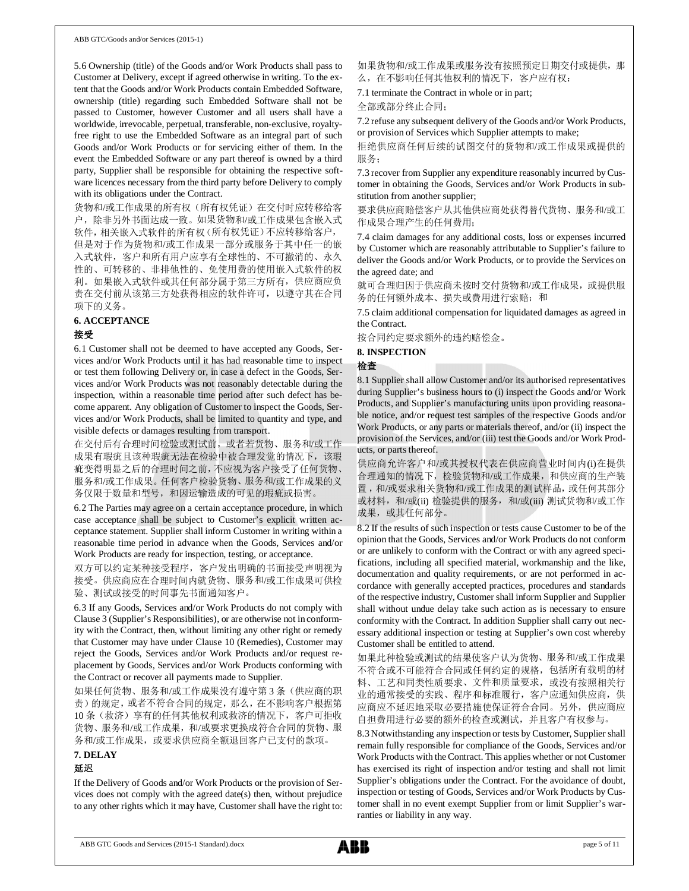5.6 Ownership (title) of the Goods and/or Work Products shall pass to Customer at Delivery, except if agreed otherwise in writing. To the extent that the Goods and/or Work Products contain Embedded Software, ownership (title) regarding such Embedded Software shall not be passed to Customer, however Customer and all users shall have a worldwide, irrevocable, perpetual, transferable, non-exclusive, royalty-free right to use the Embedded Software as an integral part of such Goods and/or Work Products or for servicing either of them. In the event the Embedded Software or any part thereof is owned by a third party, Supplier shall be responsible for obtaining the respective software licences necessary from the third party before Delivery to comply with its obligations under the Contract.

货物和/或工作成果的所有权（所有权凭证）在交付时应转移给客户，除非另外书面达成一致。如果货物和/或工作成果包含嵌入式软件，相关嵌入式软件的所有权（所有权凭证）不应转移给客户，但是对于作为货物和/或工作成果一部分或服务于其中任一的嵌入式软件，客户和所有用户应享有全球性的、不可撤消的、永久性的、可转移的、非排他性的、免使用费的使用嵌入式软件的权利。如果嵌入式软件或其任何部分属于第三方所有，供应商应负责在交付前从该第三方处获得相应的软件许可，以遵守其在合同项下的义务。

## 6. ACCEPTANCE

## 接受

6.1 Customer shall not be deemed to have accepted any Goods, Services and/or Work Products until it has had reasonable time to inspect or test them following Delivery or, in case a defect in the Goods, Services and/or Work Products was not reasonably detectable during the inspection, within a reasonable time period after such defect has become apparent. Any obligation of Customer to inspect the Goods, Services and/or Work Products, shall be limited to quantity and type, and visible defects or damages resulting from transport.

在交付后有合理时间检验或测试前，或者若货物、服务和/或工作成果有瑕疵且该种瑕疵无法在检验中被合理发觉的情况下，该瑕疵变得明显之后的合理时间之前，不应视为客户接受了任何货物、服务和/或工作成果。任何客户检验货物、服务和/或工作成果的义务仅限于数量和型号，和因运输造成的可见的瑕疵或损害。

6.2 The Parties may agree on a certain acceptance procedure, in which case acceptance shall be subject to Customer's explicit written acceptance statement. Supplier shall inform Customer in writing within a reasonable time period in advance when the Goods, Services and/or Work Products are ready for inspection, testing, or acceptance.

双方可以约定某种接受程序，客户发出明确的书面接受声明视为接受。供应商应在合理时间内就货物、服务和/或工作成果可供检验、测试或接受的时间事先书面通知客户。

6.3 If any Goods, Services and/or Work Products do not comply with Clause 3 (Supplier's Responsibilities), or are otherwise not in conformity with the Contract, then, without limiting any other right or remedy that Customer may have under Clause 10 (Remedies), Customer may reject the Goods, Services and/or Work Products and/or request replacement by Goods, Services and/or Work Products conforming with the Contract or recover all payments made to Supplier.

如果任何货物、服务和/或工作成果没有遵守第 3 条（供应商的职责）的规定，或者不符合合同的规定，那么，在不影响客户根据第 10 条（救济）享有的任何其他权利或救济的情况下，客户可拒收货物、服务和/或工作成果，和/或要求更换成符合合同的货物、服务和/或工作成果，或要求供应商全额退回客户已支付的款项。

## 7. DELAY

## 延迟

If the Delivery of Goods and/or Work Products or the provision of Services does not comply with the agreed date(s) then, without prejudice to any other rights which it may have, Customer shall have the right to:

如果货物和/或工作成果或服务没有按照预定日期交付或提供，那么，在不影响任何其他权利的情况下，客户应有权：

7.1 terminate the Contract in whole or in part;

全部或部分终止合同；

7.2 refuse any subsequent delivery of the Goods and/or Work Products, or provision of Services which Supplier attempts to make;

拒绝供应商任何后续的试图交付的货物和/或工作成果或提供的服务；

7.3 recover from Supplier any expenditure reasonably incurred by Customer in obtaining the Goods, Services and/or Work Products in substitution from another supplier;

要求供应商赔偿客户从其他供应商处获得替代货物、服务和/或工作成果合理产生的任何费用；

7.4 claim damages for any additional costs, loss or expenses incurred by Customer which are reasonably attributable to Supplier's failure to deliver the Goods and/or Work Products, or to provide the Services on the agreed date; and

就可合理归因于供应商未按时交付货物和/或工作成果，或提供服务的任何额外成本、损失或费用进行索赔；和

7.5 claim additional compensation for liquidated damages as agreed in the Contract.

按合同约定要求额外的违约赔偿金。

## 8. INSPECTION

## 检查

8.1 Supplier shall allow Customer and/or its authorised representatives during Supplier's business hours to (i) inspect the Goods and/or Work Products, and Supplier's manufacturing units upon providing reasonable notice, and/or request test samples of the respective Goods and/or Work Products, or any parts or materials thereof, and/or (ii) inspect the provision of the Services, and/or (iii) test the Goods and/or Work Products, or parts thereof.

供应商允许客户和/或其授权代表在供应商营业时间内(i)在提供合理通知的情况下，检验货物和/或工作成果，和供应商的生产装置，和/或要求相关货物和/或工作成果的测试样品，或任何其部分或材料，和/或(ii) 检验提供的服务，和/或(iii) 测试货物和/或工作成果，或其任何部分。

8.2 If the results of such inspection or tests cause Customer to be of the opinion that the Goods, Services and/or Work Products do not conform or are unlikely to conform with the Contract or with any agreed specifications, including all specified material, workmanship and the like, documentation and quality requirements, or are not performed in accordance with generally accepted practices, procedures and standards of the respective industry, Customer shall inform Supplier and Supplier shall without undue delay take such action as is necessary to ensure conformity with the Contract. In addition Supplier shall carry out necessary additional inspection or testing at Supplier's own cost whereby Customer shall be entitled to attend.

如果此种检验或测试的结果使客户认为货物、服务和/或工作成果不符合或不可能符合合同或任何约定的规格，包括所有载明的材料、工艺和同类性质要求、文件和质量要求，或没有按照相关行业的通常接受的实践、程序和标准履行，客户应通知供应商，供应商应不延迟地采取必要措施使保证符合合同。另外，供应商应自担费用进行必要的额外的检查或测试，并且客户有权参与。

8.3 Notwithstanding any inspection or tests by Customer, Supplier shall remain fully responsible for compliance of the Goods, Services and/or Work Products with the Contract. This applies whether or not Customer has exercised its right of inspection and/or testing and shall not limit Supplier's obligations under the Contract. For the avoidance of doubt, inspection or testing of Goods, Services and/or Work Products by Customer shall in no event exempt Supplier from or limit Supplier's warranties or liability in any way.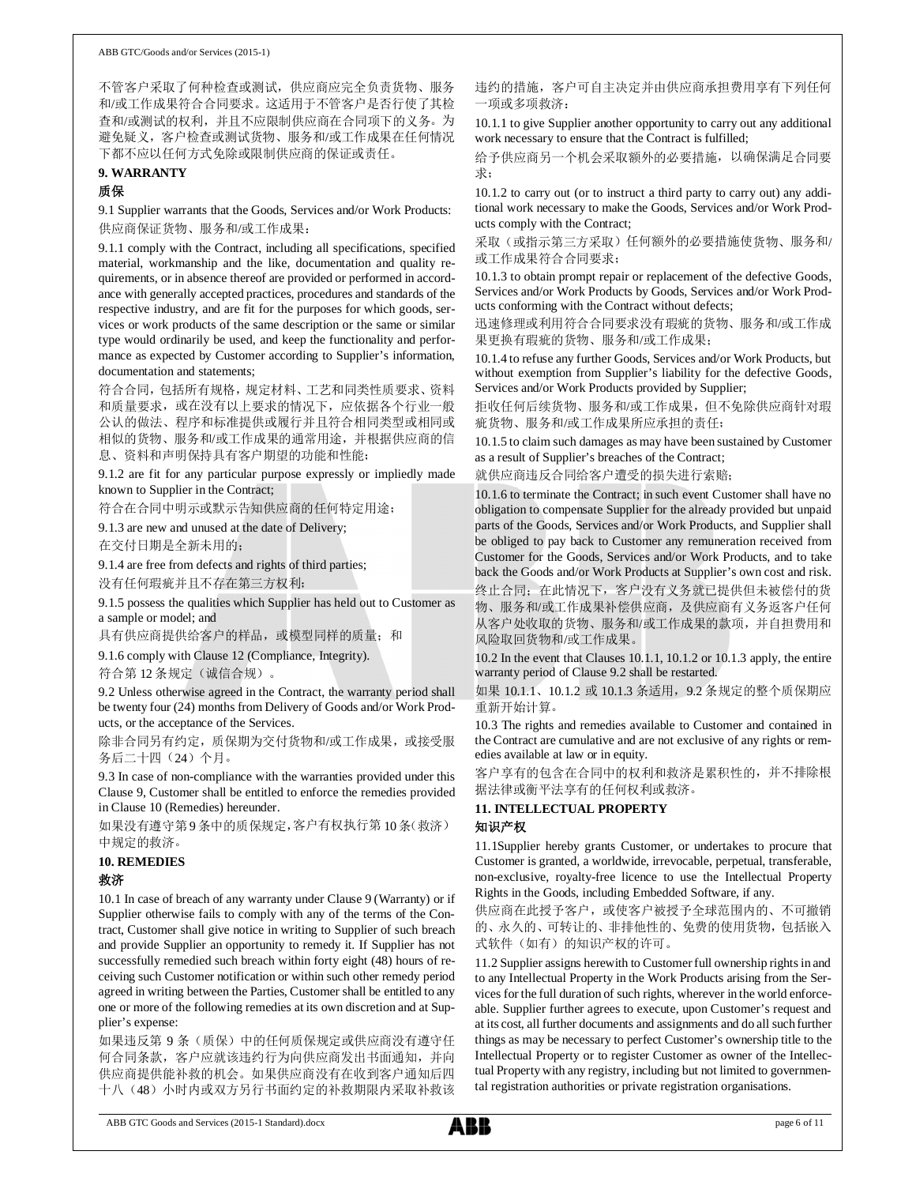不管客户采取了何种检查或测试，供应商应完全负责货物、服务和/或工作成果符合合同要求。这适用于不管客户是否行使了其检查和/或测试的权利，并且不应限制供应商在合同项下的义务。为避免疑义，客户检查或测试货物、服务和/或工作成果在任何情况下都不应以任何方式免除或限制供应商的保证或责任。

## 9. WARRANTY

## 质保

9.1 Supplier warrants that the Goods, Services and/or Work Products:

供应商保证货物、服务和/或工作成果：

9.1.1 comply with the Contract, including all specifications, specified material, workmanship and the like, documentation and quality requirements, or in absence thereof are provided or performed in accordance with generally accepted practices, procedures and standards of the respective industry, and are fit for the purposes for which goods, services or work products of the same description or the same or similar type would ordinarily be used, and keep the functionality and performance as expected by Customer according to Supplier's information, documentation and statements;

符合合同，包括所有规格，规定材料、工艺和同类性质要求、资料和质量要求，或在没有以上要求的情况下，应依据各个行业一般公认的做法、程序和标准提供或履行并且符合相同类型或相同或相似的货物、服务和/或工作成果的通常用途，并根据供应商的信息、资料和声明保持具有客户期望的功能和性能；

9.1.2 are fit for any particular purpose expressly or impliedly made known to Supplier in the Contract;

符合在合同中明示或默示告知供应商的任何特定用途；

9.1.3 are new and unused at the date of Delivery;

在交付日期是全新未用的；

9.1.4 are free from defects and rights of third parties;

没有任何瑕疵并且不存在第三方权利；

9.1.5 possess the qualities which Supplier has held out to Customer as a sample or model; and

具有供应商提供给客户的样品，或模型同样的质量；和

9.1.6 comply with Clause 12 (Compliance, Integrity).

符合第 12 条规定（诚信合规）。

9.2 Unless otherwise agreed in the Contract, the warranty period shall be twenty four (24) months from Delivery of Goods and/or Work Products, or the acceptance of the Services.

除非合同另有约定，质保期为交付货物和/或工作成果，或接受服务后二十四（24）个月。

9.3 In case of non-compliance with the warranties provided under this Clause 9, Customer shall be entitled to enforce the remedies provided in Clause 10 (Remedies) hereunder.

如果没有遵守第 9 条中的质保规定，客户有权执行第 10 条（救济）中规定的救济。

## 10. REMEDIES

## 救济

10.1 In case of breach of any warranty under Clause 9 (Warranty) or if Supplier otherwise fails to comply with any of the terms of the Contract, Customer shall give notice in writing to Supplier of such breach and provide Supplier an opportunity to remedy it. If Supplier has not successfully remedied such breach within forty eight (48) hours of receiving such Customer notification or within such other remedy period agreed in writing between the Parties, Customer shall be entitled to any one or more of the following remedies at its own discretion and at Supplier's expense:

如果违反第 9 条（质保）中的任何质保规定或供应商没有遵守任何合同条款，客户应就该违约行为向供应商发出书面通知，并向供应商提供能补救的机会。如果供应商没有在收到客户通知后四十八（48）小时内或双方另行书面约定的补救期限内采取补救该违约的措施，客户可自主决定并由供应商承担费用享有下列任何一项或多项救济：

10.1.1 to give Supplier another opportunity to carry out any additional work necessary to ensure that the Contract is fulfilled;

给予供应商另一个机会采取额外的必要措施，以确保满足合同要求；

10.1.2 to carry out (or to instruct a third party to carry out) any additional work necessary to make the Goods, Services and/or Work Products comply with the Contract;

采取（或指示第三方采取）任何额外的必要措施使货物、服务和/或工作成果符合合同要求；

10.1.3 to obtain prompt repair or replacement of the defective Goods, Services and/or Work Products by Goods, Services and/or Work Products conforming with the Contract without defects;

迅速修理或利用符合合同要求没有瑕疵的货物、服务和/或工作成果更换有瑕疵的货物、服务和/或工作成果；

10.1.4 to refuse any further Goods, Services and/or Work Products, but without exemption from Supplier's liability for the defective Goods, Services and/or Work Products provided by Supplier;

拒收任何后续货物、服务和/或工作成果，但不免除供应商针对瑕疵货物、服务和/或工作成果所应承担的责任；

10.1.5 to claim such damages as may have been sustained by Customer as a result of Supplier's breaches of the Contract;

就供应商违反合同给客户遭受的损失进行索赔；

10.1.6 to terminate the Contract; in such event Customer shall have no obligation to compensate Supplier for the already provided but unpaid parts of the Goods, Services and/or Work Products, and Supplier shall be obliged to pay back to Customer any remuneration received from Customer for the Goods, Services and/or Work Products, and to take back the Goods and/or Work Products at Supplier's own cost and risk.

终止合同；在此情况下，客户没有义务就已提供但未被偿付的货物、服务和/或工作成果补偿供应商，及供应商有义务返客户任何从客户处收取的货物、服务和/或工作成果的款项，并自担费用和风险取回货物和/或工作成果。

10.2 In the event that Clauses 10.1.1, 10.1.2 or 10.1.3 apply, the entire warranty period of Clause 9.2 shall be restarted.

如果 10.1.1、10.1.2 或 10.1.3 条适用，9.2 条规定的整个质保期应重新开始计算。

10.3 The rights and remedies available to Customer and contained in the Contract are cumulative and are not exclusive of any rights or remedies available at law or in equity.

客户享有的包含在合同中的权利和救济是累积性的，并不排除根据法律或衡平法享有的任何权利或救济。

## 11. INTELLECTUAL PROPERTY

## 知识产权

11.1Supplier hereby grants Customer, or undertakes to procure that Customer is granted, a worldwide, irrevocable, perpetual, transferable, non-exclusive, royalty-free licence to use the Intellectual Property Rights in the Goods, including Embedded Software, if any.

供应商在此授予客户，或使客户被授予全球范围内的、不可撤销的、永久的、可转让的、非排他性的、免费的使用货物，包括嵌入式软件（如有）的知识产权的许可。

11.2 Supplier assigns herewith to Customer full ownership rights in and to any Intellectual Property in the Work Products arising from the Services for the full duration of such rights, wherever in the world enforceable. Supplier further agrees to execute, upon Customer's request and at its cost, all further documents and assignments and do all such further things as may be necessary to perfect Customer's ownership title to the Intellectual Property or to register Customer as owner of the Intellectual Property with any registry, including but not limited to governmental registration authorities or private registration organisations.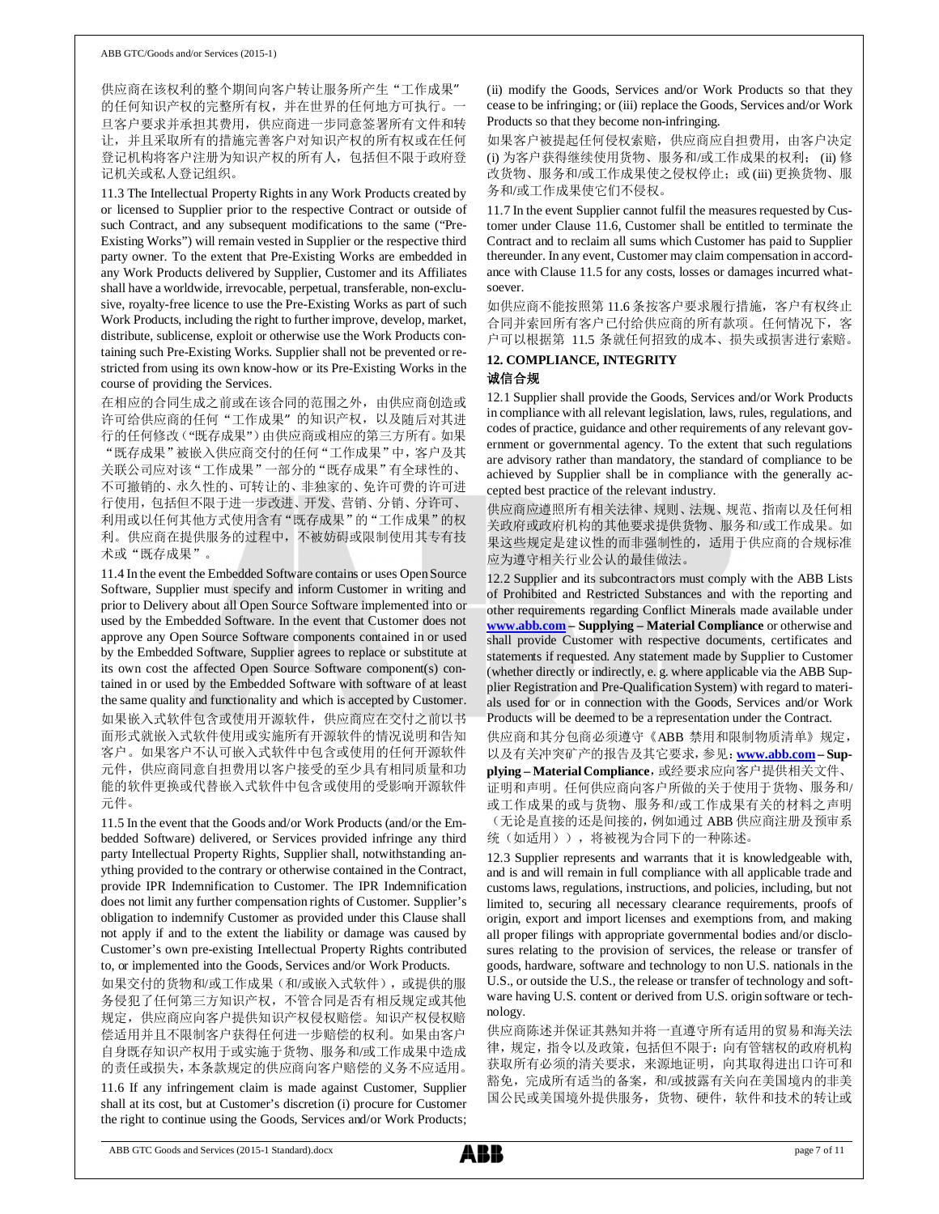供应商在该权利的整个期间向客户转让服务所产生"工作成果"的任何知识产权的完整所有权，并在世界的任何地方可执行。一旦客户要求并承担其费用，供应商进一步同意签署所有文件和转让，并且采取所有的措施完善客户对知识产权的所有权或在任何登记机构将客户注册为知识产权的所有人，包括但不限于政府登记机关或私人登记组织。

11.3 The Intellectual Property Rights in any Work Products created by or licensed to Supplier prior to the respective Contract or outside of such Contract, and any subsequent modifications to the same ("Pre-Existing Works") will remain vested in Supplier or the respective third party owner. To the extent that Pre-Existing Works are embedded in any Work Products delivered by Supplier, Customer and its Affiliates shall have a worldwide, irrevocable, perpetual, transferable, non-exclusive, royalty-free licence to use the Pre-Existing Works as part of such Work Products, including the right to further improve, develop, market, distribute, sublicense, exploit or otherwise use the Work Products containing such Pre-Existing Works. Supplier shall not be prevented or restricted from using its own know-how or its Pre-Existing Works in the course of providing the Services.

在相应的合同生成之前或在该合同的范围之外，由供应商创造或许可给供应商的任何"工作成果"的知识产权，以及随后对其进行的任何修改("既存成果")由供应商或相应的第三方所有。如果"既存成果"被嵌入供应商交付的任何"工作成果"中，客户及其关联公司应对该"工作成果"一部分的"既存成果"有全球性的、不可撤销的、永久性的、可转让的、非独家的、免许可费的许可进行使用，包括但不限于进一步改进、开发、营销、分销、分许可、利用或以任何其他方式使用含有"既存成果"的"工作成果"的权利。供应商在提供服务的过程中，不被妨碍或限制使用其专有技术或"既存成果"。

11.4 In the event the Embedded Software contains or uses Open Source Software, Supplier must specify and inform Customer in writing and prior to Delivery about all Open Source Software implemented into or used by the Embedded Software. In the event that Customer does not approve any Open Source Software components contained in or used by the Embedded Software, Supplier agrees to replace or substitute at its own cost the affected Open Source Software component(s) contained in or used by the Embedded Software with software of at least the same quality and functionality and which is accepted by Customer.

如果嵌入式软件包含或使用开源软件，供应商应在交付之前以书面形式就嵌入式软件使用或实施所有开源软件的情况说明和告知客户。如果客户不认可嵌入式软件中包含或使用的任何开源软件元件，供应商同意自担费用以客户接受的至少具有相同质量和功能的软件更换或代替嵌入式软件中包含或使用的受影响开源软件元件。

11.5 In the event that the Goods and/or Work Products (and/or the Embedded Software) delivered, or Services provided infringe any third party Intellectual Property Rights, Supplier shall, notwithstanding anything provided to the contrary or otherwise contained in the Contract, provide IPR Indemnification to Customer. The IPR Indemnification does not limit any further compensation rights of Customer. Supplier's obligation to indemnify Customer as provided under this Clause shall not apply if and to the extent the liability or damage was caused by Customer's own pre-existing Intellectual Property Rights contributed to, or implemented into the Goods, Services and/or Work Products.

如果交付的货物和/或工作成果（和/或嵌入式软件），或提供的服务侵犯了任何第三方知识产权，不管合同是否有相反规定或其他规定，供应商应向客户提供知识产权侵权赔偿。知识产权侵权赔偿适用并且不限制客户获得任何进一步赔偿的权利。如果由客户自身既存知识产权用于或实施于货物、服务和/或工作成果中造成的责任或损失，本条款规定的供应商向客户赔偿的义务不应适用。

11.6 If any infringement claim is made against Customer, Supplier shall at its cost, but at Customer's discretion (i) procure for Customer the right to continue using the Goods, Services and/or Work Products; (ii) modify the Goods, Services and/or Work Products so that they cease to be infringing; or (iii) replace the Goods, Services and/or Work Products so that they become non-infringing.

如果客户被提起任何侵权索赔，供应商应自担费用，由客户决定 (i) 为客户获得继续使用货物、服务和/或工作成果的权利； (ii) 修改货物、服务和/或工作成果使之侵权停止；或 (iii) 更换货物、服务和/或工作成果使它们不侵权。

11.7 In the event Supplier cannot fulfil the measures requested by Customer under Clause 11.6, Customer shall be entitled to terminate the Contract and to reclaim all sums which Customer has paid to Supplier thereunder. In any event, Customer may claim compensation in accordance with Clause 11.5 for any costs, losses or damages incurred whatsoever.

如供应商不能按照第 11.6 条按客户要求履行措施，客户有权终止合同并索回所有客户已付给供应商的所有款项。任何情况下，客户可以根据第 11.5 条就任何招致的成本、损失或损害进行索赔。

## 12. COMPLIANCE, INTEGRITY

## 诚信合规

12.1 Supplier shall provide the Goods, Services and/or Work Products in compliance with all relevant legislation, laws, rules, regulations, and codes of practice, guidance and other requirements of any relevant government or governmental agency. To the extent that such regulations are advisory rather than mandatory, the standard of compliance to be achieved by Supplier shall be in compliance with the generally accepted best practice of the relevant industry.

供应商应遵照所有相关法律、规则、法规、规范、指南以及任何相关政府或政府机构的其他要求提供货物、服务和/或工作成果。如果这些规定是建议性的而非强制性的，适用于供应商的合规标准应为遵守相关行业公认的最佳做法。

12.2 Supplier and its subcontractors must comply with the ABB Lists of Prohibited and Restricted Substances and with the reporting and other requirements regarding Conflict Minerals made available under **www.abb.com – Supplying – Material Compliance** or otherwise and shall provide Customer with respective documents, certificates and statements if requested. Any statement made by Supplier to Customer (whether directly or indirectly, e. g. where applicable via the ABB Supplier Registration and Pre-Qualification System) with regard to materials used for or in connection with the Goods, Services and/or Work Products will be deemed to be a representation under the Contract.

供应商和其分包商必须遵守《ABB 禁用和限制物质清单》规定，以及有关冲突矿产的报告及其它要求，参见：**www.abb.com – Supplying – Material Compliance**，或经要求应向客户提供相关文件、证明和声明。任何供应商向客户所做的关于使用于货物、服务和/或工作成果的或与货物、服务和/或工作成果有关的材料之声明（无论是直接的还是间接的，例如通过 ABB 供应商注册及预审系统（如适用）），将被视为合同下的一种陈述。

12.3 Supplier represents and warrants that it is knowledgeable with, and is and will remain in full compliance with all applicable trade and customs laws, regulations, instructions, and policies, including, but not limited to, securing all necessary clearance requirements, proofs of origin, export and import licenses and exemptions from, and making all proper filings with appropriate governmental bodies and/or disclosures relating to the provision of services, the release or transfer of goods, hardware, software and technology to non U.S. nationals in the U.S., or outside the U.S., the release or transfer of technology and software having U.S. content or derived from U.S. origin software or technology.

供应商陈述并保证其熟知并将一直遵守所有适用的贸易和海关法律，规定，指令以及政策，包括但不限于：向有管辖权的政府机构获取所有必须的清关要求，来源地证明，向其取得进出口许可和豁免，完成所有适当的备案，和/或披露有关向在美国境内的非美国公民或美国境外提供服务，货物、硬件，软件和技术的转让或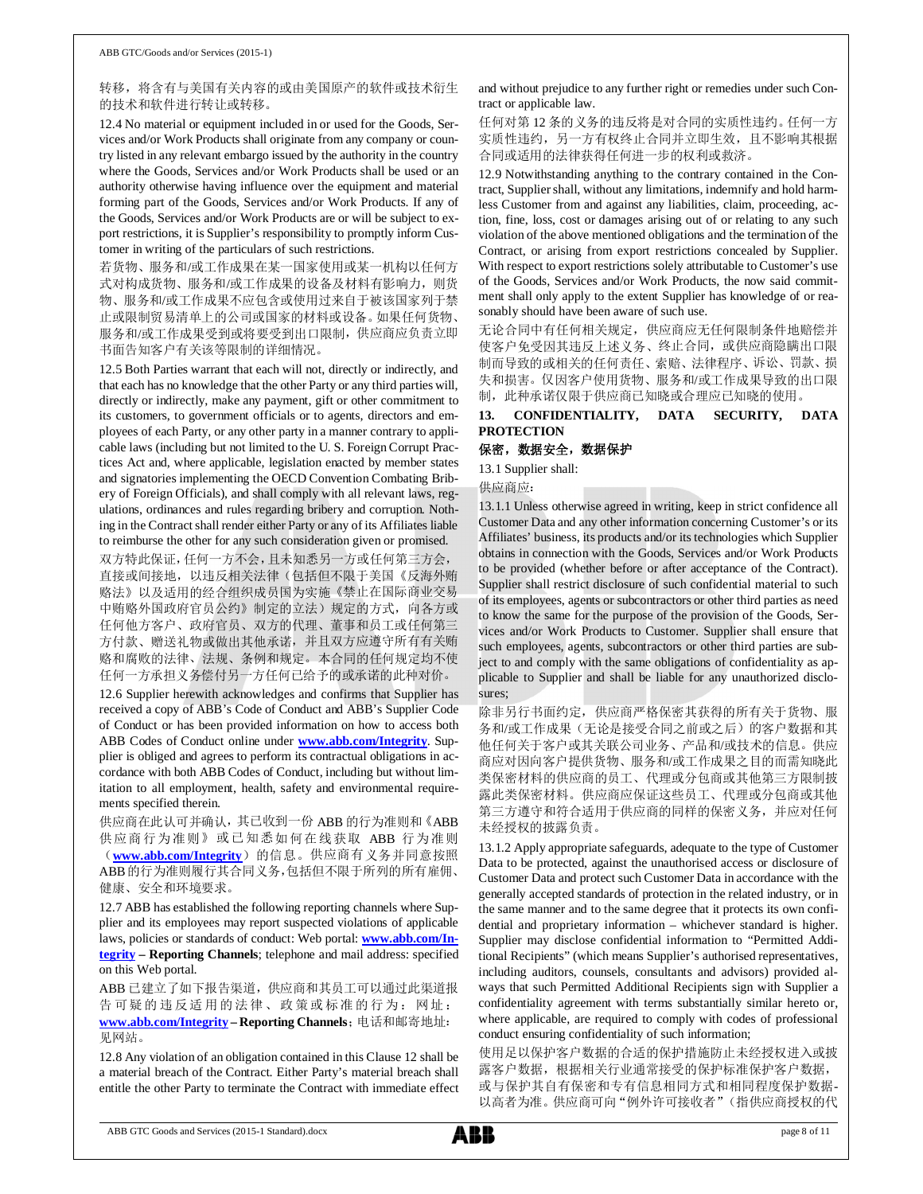转移，将含有与美国有关内容的或由美国原产的软件或技术衍生的技术和软件进行转让或转移。

12.4 No material or equipment included in or used for the Goods, Services and/or Work Products shall originate from any company or country listed in any relevant embargo issued by the authority in the country where the Goods, Services and/or Work Products shall be used or an authority otherwise having influence over the equipment and material forming part of the Goods, Services and/or Work Products. If any of the Goods, Services and/or Work Products are or will be subject to export restrictions, it is Supplier's responsibility to promptly inform Customer in writing of the particulars of such restrictions.

若货物、服务和/或工作成果在某一国家使用或某一机构以任何方式对构成货物、服务和/或工作成果的设备及材料有影响力，则货物、服务和/或工作成果不应包含或使用过来自于被该国家列于禁止或限制贸易清单上的公司或国家的材料或设备。如果任何货物、服务和/或工作成果受到或将要受到出口限制，供应商应负责立即书面告知客户有关该等限制的详细情况。

12.5 Both Parties warrant that each will not, directly or indirectly, and that each has no knowledge that the other Party or any third parties will, directly or indirectly, make any payment, gift or other commitment to its customers, to government officials or to agents, directors and employees of each Party, or any other party in a manner contrary to applicable laws (including but not limited to the U. S. Foreign Corrupt Practices Act and, where applicable, legislation enacted by member states and signatories implementing the OECD Convention Combating Bribery of Foreign Officials), and shall comply with all relevant laws, regulations, ordinances and rules regarding bribery and corruption. Nothing in the Contract shall render either Party or any of its Affiliates liable to reimburse the other for any such consideration given or promised.

双方特此保证，任何一方不会，且未知悉另一方或任何第三方会，直接或间接地，以违反相关法律（包括但不限于美国《反海外贿赂法》以及适用的经合组织成员国为实施《禁止在国际商业交易中贿赂外国政府官员公约》制定的立法）规定的方式，向各方或任何他方客户、政府官员、双方的代理、董事和员工或任何第三方付款、赠送礼物或做出其他承诺，并且双方应遵守所有有关贿赂和腐败的法律、法规、条例和规定。本合同的任何规定均不使任何一方承担义务偿付另一方任何已给予的或承诺的此种对价。

12.6 Supplier herewith acknowledges and confirms that Supplier has received a copy of ABB's Code of Conduct and ABB's Supplier Code of Conduct or has been provided information on how to access both ABB Codes of Conduct online under **www.abb.com/Integrity**. Supplier is obliged and agrees to perform its contractual obligations in accordance with both ABB Codes of Conduct, including but without limitation to all employment, health, safety and environmental requirements specified therein.

供应商在此认可并确认，其已收到一份 ABB 的行为准则和《ABB 供应商行为准则》或已知悉如何在线获取 ABB 行为准则（**www.abb.com/Integrity**）的信息。供应商有义务并同意按照 ABB 的行为准则履行其合同义务，包括但不限于所列的所有雇佣、健康、安全和环境要求。

12.7 ABB has established the following reporting channels where Supplier and its employees may report suspected violations of applicable laws, policies or standards of conduct: Web portal: **www.abb.com/Integrity – Reporting Channels**; telephone and mail address: specified on this Web portal.

ABB 已建立了如下报告渠道，供应商和其员工可以通过此渠道报告可疑的违反适用的法律、政策或标准的行为：网址：**www.abb.com/Integrity – Reporting Channels**；电话和邮寄地址：见网站。

12.8 Any violation of an obligation contained in this Clause 12 shall be a material breach of the Contract. Either Party's material breach shall entitle the other Party to terminate the Contract with immediate effect and without prejudice to any further right or remedies under such Contract or applicable law.

任何对第 12 条的义务的违反将是对合同的实质性违约。任何一方实质性违约，另一方有权终止合同并立即生效，且不影响其根据合同或适用的法律获得任何进一步的权利或救济。

12.9 Notwithstanding anything to the contrary contained in the Contract, Supplier shall, without any limitations, indemnify and hold harmless Customer from and against any liabilities, claim, proceeding, action, fine, loss, cost or damages arising out of or relating to any such violation of the above mentioned obligations and the termination of the Contract, or arising from export restrictions concealed by Supplier. With respect to export restrictions solely attributable to Customer's use of the Goods, Services and/or Work Products, the now said commitment shall only apply to the extent Supplier has knowledge of or reasonably should have been aware of such use.

无论合同中有任何相关规定，供应商应无任何限制条件地赔偿并使客户免受因其违反上述义务、终止合同，或供应商隐瞒出口限制而导致的或相关的任何责任、索赔、法律程序、诉讼、罚款、损失和损害。仅因客户使用货物、服务和/或工作成果导致的出口限制，此种承诺仅限于供应商已知晓或合理应已知晓的使用。

## 13. CONFIDENTIALITY, DATA SECURITY, DATA PROTECTION

## 保密，数据安全，数据保护

13.1 Supplier shall:

供应商应：

13.1.1 Unless otherwise agreed in writing, keep in strict confidence all Customer Data and any other information concerning Customer's or its Affiliates' business, its products and/or its technologies which Supplier obtains in connection with the Goods, Services and/or Work Products to be provided (whether before or after acceptance of the Contract). Supplier shall restrict disclosure of such confidential material to such of its employees, agents or subcontractors or other third parties as need to know the same for the purpose of the provision of the Goods, Services and/or Work Products to Customer. Supplier shall ensure that such employees, agents, subcontractors or other third parties are subject to and comply with the same obligations of confidentiality as applicable to Supplier and shall be liable for any unauthorized disclosures;

除非另行书面约定，供应商严格保密其获得的所有关于货物、服务和/或工作成果（无论是接受合同之前或之后）的客户数据和其他任何关于客户或其关联公司业务、产品和/或技术的信息。供应商应对因向客户提供货物、服务和/或工作成果之目的而需知晓此类保密材料的供应商的员工、代理或分包商或其他第三方限制披露此类保密材料。供应商应保证这些员工、代理或分包商或其他第三方遵守和符合适用于供应商的同样的保密义务，并应对任何未经授权的披露负责。

13.1.2 Apply appropriate safeguards, adequate to the type of Customer Data to be protected, against the unauthorised access or disclosure of Customer Data and protect such Customer Data in accordance with the generally accepted standards of protection in the related industry, or in the same manner and to the same degree that it protects its own confidential and proprietary information – whichever standard is higher. Supplier may disclose confidential information to "Permitted Additional Recipients" (which means Supplier's authorised representatives, including auditors, counsels, consultants and advisors) provided always that such Permitted Additional Recipients sign with Supplier a confidentiality agreement with terms substantially similar hereto or, where applicable, are required to comply with codes of professional conduct ensuring confidentiality of such information;

使用足以保护客户数据的合适的保护措施防止未经授权进入或披露客户数据，根据相关行业通常接受的保护标准保护客户数据，或与保护其自有保密和专有信息相同方式和相同程度保护数据-以高者为准。供应商可向"例外许可接收者"（指供应商授权的代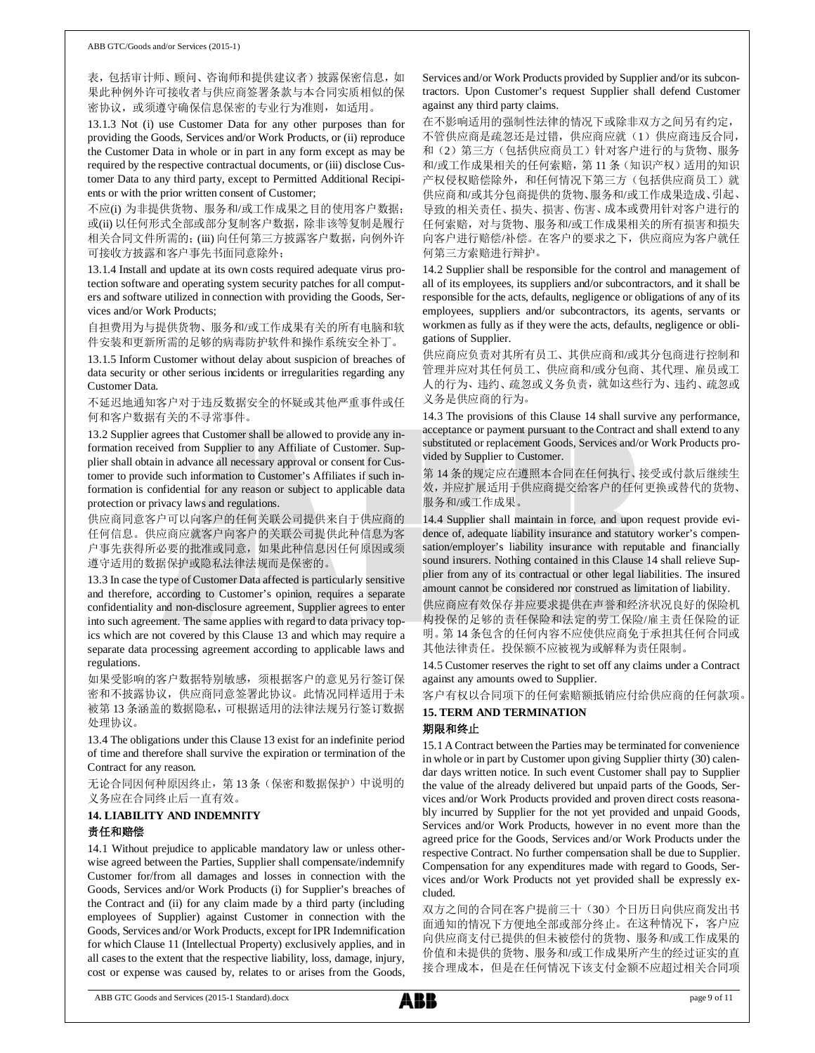表，包括审计师、顾问、咨询师和提供建议者）披露保密信息，如果此种例外许可接收者与供应商签署条款与本合同实质相似的保密协议，或须遵守确保信息保密的专业行为准则，如适用。

13.1.3 Not (i) use Customer Data for any other purposes than for providing the Goods, Services and/or Work Products, or (ii) reproduce the Customer Data in whole or in part in any form except as may be required by the respective contractual documents, or (iii) disclose Customer Data to any third party, except to Permitted Additional Recipients or with the prior written consent of Customer;

不应(i) 为非提供货物、服务和/或工作成果之目的使用客户数据；或(ii) 以任何形式全部或部分复制客户数据，除非该等复制是履行相关合同文件所需的；(iii) 向任何第三方披露客户数据，向例外许可接收方披露和客户事先书面同意除外；

13.1.4 Install and update at its own costs required adequate virus protection software and operating system security patches for all computers and software utilized in connection with providing the Goods, Services and/or Work Products;

自担费用为与提供货物、服务和/或工作成果有关的所有电脑和软件安装和更新所需的足够的病毒防护软件和操作系统安全补丁。

13.1.5 Inform Customer without delay about suspicion of breaches of data security or other serious incidents or irregularities regarding any Customer Data.

不延迟地通知客户对于违反数据安全的怀疑或其他严重事件或任何和客户数据有关的不寻常事件。

13.2 Supplier agrees that Customer shall be allowed to provide any information received from Supplier to any Affiliate of Customer. Supplier shall obtain in advance all necessary approval or consent for Customer to provide such information to Customer's Affiliates if such information is confidential for any reason or subject to applicable data protection or privacy laws and regulations.

供应商同意客户可以向客户的任何关联公司提供来自于供应商的任何信息。供应商应就客户向客户的关联公司提供此种信息为客户事先获得所必要的批准或同意，如果此种信息因任何原因或须遵守适用的数据保护或隐私法律法规而是保密的。

13.3 In case the type of Customer Data affected is particularly sensitive and therefore, according to Customer's opinion, requires a separate confidentiality and non-disclosure agreement, Supplier agrees to enter into such agreement. The same applies with regard to data privacy topics which are not covered by this Clause 13 and which may require a separate data processing agreement according to applicable laws and regulations.

如果受影响的客户数据特别敏感，须根据客户的意见另行签订保密和不披露协议，供应商同意签署此协议。此情况同样适用于未被第 13 条涵盖的数据隐私，可根据适用的法律法规另行签订数据处理协议。

13.4 The obligations under this Clause 13 exist for an indefinite period of time and therefore shall survive the expiration or termination of the Contract for any reason.

无论合同因何种原因终止，第 13 条（保密和数据保护）中说明的义务应在合同终止后一直有效。

## 14. LIABILITY AND INDEMNITY

## 责任和赔偿

14.1 Without prejudice to applicable mandatory law or unless otherwise agreed between the Parties, Supplier shall compensate/indemnify Customer for/from all damages and losses in connection with the Goods, Services and/or Work Products (i) for Supplier's breaches of the Contract and (ii) for any claim made by a third party (including employees of Supplier) against Customer in connection with the Goods, Services and/or Work Products, except for IPR Indemnification for which Clause 11 (Intellectual Property) exclusively applies, and in all cases to the extent that the respective liability, loss, damage, injury, cost or expense was caused by, relates to or arises from the Goods, Services and/or Work Products provided by Supplier and/or its subcontractors. Upon Customer's request Supplier shall defend Customer against any third party claims.

在不影响适用的强制性法律的情况下或除非双方之间另有约定，不管供应商是疏忽还是过错，供应商应就（1）供应商违反合同，和（2）第三方（包括供应商员工）针对客户进行的与货物、服务和/或工作成果相关的任何索赔，第 11 条（知识产权）适用的知识产权侵权赔偿除外，和任何情况下第三方（包括供应商员工）就供应商和/或其分包商提供的货物、服务和/或工作成果造成、引起、导致的相关责任、损失、损害、伤害、成本或费用针对客户进行的任何索赔，对与货物、服务和/或工作成果相关的所有损害和损失向客户进行赔偿/补偿。在客户的要求之下，供应商应为客户就任何第三方索赔进行辩护。

14.2 Supplier shall be responsible for the control and management of all of its employees, its suppliers and/or subcontractors, and it shall be responsible for the acts, defaults, negligence or obligations of any of its employees, suppliers and/or subcontractors, its agents, servants or workmen as fully as if they were the acts, defaults, negligence or obligations of Supplier.

供应商应负责对其所有员工、其供应商和/或其分包商进行控制和管理并应对其任何员工、供应商和/或分包商、其代理、雇员或工人的行为、违约、疏忽或义务负责，就如这些行为、违约、疏忽或义务是供应商的行为。

14.3 The provisions of this Clause 14 shall survive any performance, acceptance or payment pursuant to the Contract and shall extend to any substituted or replacement Goods, Services and/or Work Products provided by Supplier to Customer.

第 14 条的规定应在遵照本合同在任何执行、接受或付款后继续生效，并应扩展适用于供应商提交给客户的任何更换或替代的货物、服务和/或工作成果。

14.4 Supplier shall maintain in force, and upon request provide evidence of, adequate liability insurance and statutory worker's compensation/employer's liability insurance with reputable and financially sound insurers. Nothing contained in this Clause 14 shall relieve Supplier from any of its contractual or other legal liabilities. The insured amount cannot be considered nor construed as limitation of liability.

供应商应有效保存并应要求提供在声誉和经济状况良好的保险机构投保的足够的责任保险和法定的劳工保险/雇主责任保险的证明。第 14 条包含的任何内容不应使供应商免于承担其任何合同或其他法律责任。投保额不应被视为或解释为责任限制。

14.5 Customer reserves the right to set off any claims under a Contract against any amounts owed to Supplier.

客户有权以合同项下的任何索赔额抵销应付给供应商的任何款项。

## 15. TERM AND TERMINATION

## 期限和终止

15.1 A Contract between the Parties may be terminated for convenience in whole or in part by Customer upon giving Supplier thirty (30) calendar days written notice. In such event Customer shall pay to Supplier the value of the already delivered but unpaid parts of the Goods, Services and/or Work Products provided and proven direct costs reasonably incurred by Supplier for the not yet provided and unpaid Goods, Services and/or Work Products, however in no event more than the agreed price for the Goods, Services and/or Work Products under the respective Contract. No further compensation shall be due to Supplier. Compensation for any expenditures made with regard to Goods, Services and/or Work Products not yet provided shall be expressly excluded.

双方之间的合同在客户提前三十（30）个日历日向供应商发出书面通知的情况下方便地全部或部分终止。在这种情况下，客户应向供应商支付已提供的但未被偿付的货物、服务和/或工作成果的价值和未提供的货物、服务和/或工作成果所产生的经过证实的直接合理成本，但是在任何情况下该支付金额不应超过相关合同项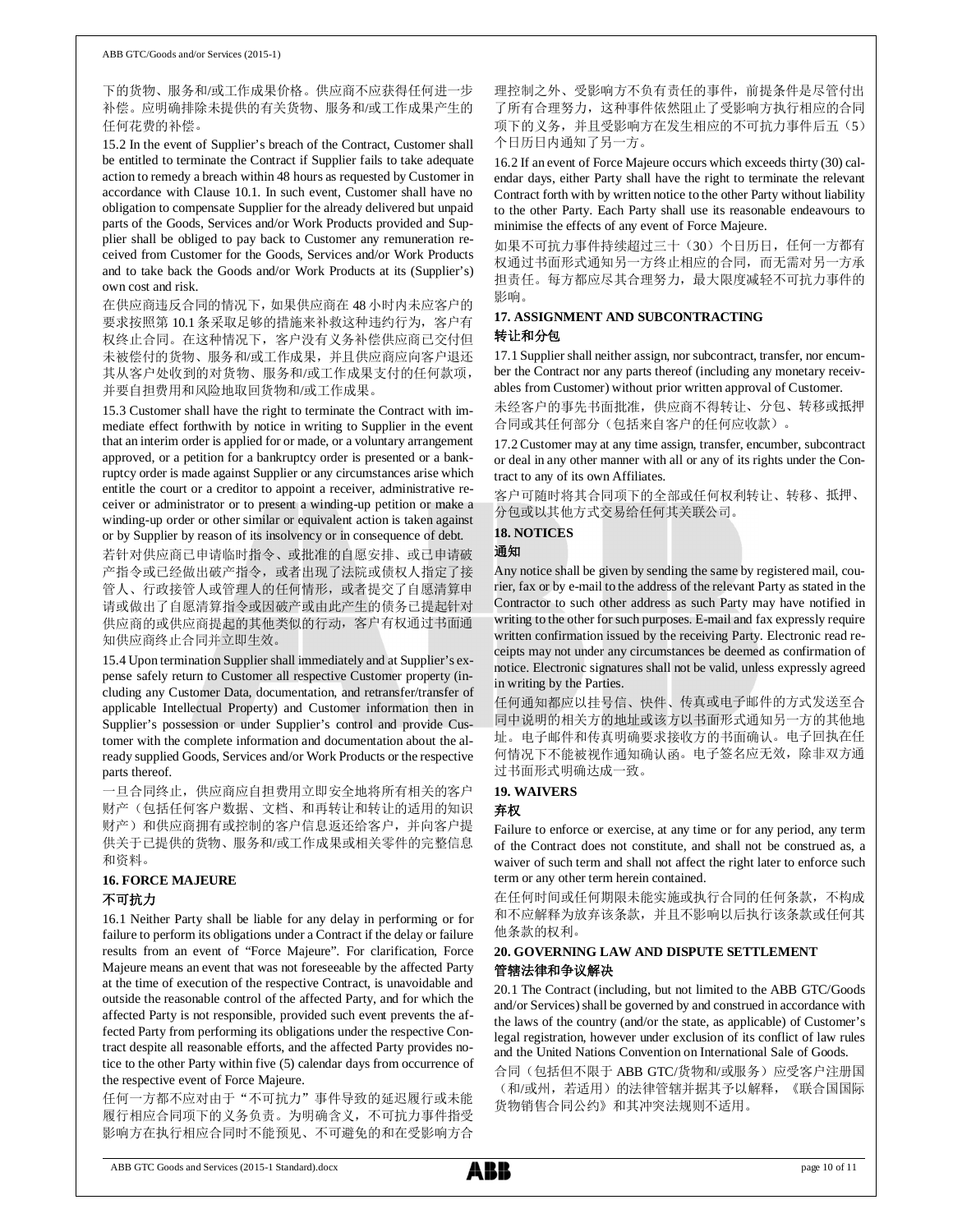下的货物、服务和/或工作成果价格。供应商不应获得任何进一步补偿。应明确排除未提供的有关货物、服务和/或工作成果产生的任何花费的补偿。

15.2 In the event of Supplier's breach of the Contract, Customer shall be entitled to terminate the Contract if Supplier fails to take adequate action to remedy a breach within 48 hours as requested by Customer in accordance with Clause 10.1. In such event, Customer shall have no obligation to compensate Supplier for the already delivered but unpaid parts of the Goods, Services and/or Work Products provided and Supplier shall be obliged to pay back to Customer any remuneration received from Customer for the Goods, Services and/or Work Products and to take back the Goods and/or Work Products at its (Supplier's) own cost and risk.

在供应商违反合同的情况下，如果供应商在 48 小时内未应客户的要求按照第 10.1 条采取足够的措施来补救这种违约行为，客户有权终止合同。在这种情况下，客户没有义务补偿供应商已交付但未被偿付的货物、服务和/或工作成果，并且供应商应向客户退还其从客户处收到的对货物、服务和/或工作成果支付的任何款项，并要自担费用和风险地取回货物和/或工作成果。

15.3 Customer shall have the right to terminate the Contract with immediate effect forthwith by notice in writing to Supplier in the event that an interim order is applied for or made, or a voluntary arrangement approved, or a petition for a bankruptcy order is presented or a bankruptcy order is made against Supplier or any circumstances arise which entitle the court or a creditor to appoint a receiver, administrative receiver or administrator or to present a winding-up petition or make a winding-up order or other similar or equivalent action is taken against or by Supplier by reason of its insolvency or in consequence of debt.

若针对供应商已申请临时指令、或批准的自愿安排、或已申请破产指令或已经做出破产指令，或者出现了法院或债权人指定了接管人、行政接管人或管理人的任何情形，或者提交了自愿清算申请或做出了自愿清算指令或因破产或由此产生的债务已提起针对供应商的或供应商提起的其他类似的行动，客户有权通过书面通知供应商终止合同并立即生效。

15.4 Upon termination Supplier shall immediately and at Supplier's expense safely return to Customer all respective Customer property (including any Customer Data, documentation, and retransfer/transfer of applicable Intellectual Property) and Customer information then in Supplier's possession or under Supplier's control and provide Customer with the complete information and documentation about the already supplied Goods, Services and/or Work Products or the respective parts thereof.

一旦合同终止，供应商应自担费用立即安全地将所有相关的客户财产（包括任何客户数据、文档、和再转让和转让的适用的知识财产）和供应商拥有或控制的客户信息返还给客户，并向客户提供关于已提供的货物、服务和/或工作成果或相关零件的完整信息和资料。

**16. FORCE MAJEURE**

**不可抗力**

16.1 Neither Party shall be liable for any delay in performing or for failure to perform its obligations under a Contract if the delay or failure results from an event of "Force Majeure". For clarification, Force Majeure means an event that was not foreseeable by the affected Party at the time of execution of the respective Contract, is unavoidable and outside the reasonable control of the affected Party, and for which the affected Party is not responsible, provided such event prevents the affected Party from performing its obligations under the respective Contract despite all reasonable efforts, and the affected Party provides notice to the other Party within five (5) calendar days from occurrence of the respective event of Force Majeure.

任何一方都不应对由于"不可抗力"事件导致的延迟履行或未能履行相应合同项下的义务负责。为明确含义，不可抗力事件指受影响方在执行相应合同时不能预见、不可避免的和在受影响方合理控制之外、受影响方不负有责任的事件，前提条件是尽管付出了所有合理努力，这种事件依然阻止了受影响方执行相应的合同项下的义务，并且受影响方在发生相应的不可抗力事件后五（5）个日历日内通知了另一方。

16.2 If an event of Force Majeure occurs which exceeds thirty (30) calendar days, either Party shall have the right to terminate the relevant Contract forth with by written notice to the other Party without liability to the other Party. Each Party shall use its reasonable endeavours to minimise the effects of any event of Force Majeure.

如果不可抗力事件持续超过三十（30）个日历日，任何一方都有权通过书面形式通知另一方终止相应的合同，而无需对另一方承担责任。每方都应尽其合理努力，最大限度减轻不可抗力事件的影响。

**17. ASSIGNMENT AND SUBCONTRACTING**

**转让和分包**

17.1 Supplier shall neither assign, nor subcontract, transfer, nor encumber the Contract nor any parts thereof (including any monetary receivables from Customer) without prior written approval of Customer.

未经客户的事先书面批准，供应商不得转让、分包、转移或抵押合同或其任何部分（包括来自客户的任何应收款）。

17.2 Customer may at any time assign, transfer, encumber, subcontract or deal in any other manner with all or any of its rights under the Contract to any of its own Affiliates.

客户可随时将其合同项下的全部或任何权利转让、转移、抵押、分包或以其他方式交易给任何其关联公司。

**18. NOTICES**

**通知**

Any notice shall be given by sending the same by registered mail, courier, fax or by e-mail to the address of the relevant Party as stated in the Contractor to such other address as such Party may have notified in writing to the other for such purposes. E-mail and fax expressly require written confirmation issued by the receiving Party. Electronic read receipts may not under any circumstances be deemed as confirmation of notice. Electronic signatures shall not be valid, unless expressly agreed in writing by the Parties.

任何通知都应以挂号信、快件、传真或电子邮件的方式发送至合同中说明的相关方的地址或该方以书面形式通知另一方的其他地址。电子邮件和传真明确要求接收方的书面确认。电子回执在任何情况下不能被视作通知确认函。电子签名应无效，除非双方通过书面形式明确达成一致。

**19. WAIVERS**

**弃权**

Failure to enforce or exercise, at any time or for any period, any term of the Contract does not constitute, and shall not be construed as, a waiver of such term and shall not affect the right later to enforce such term or any other term herein contained.

在任何时间或任何期限未能实施或执行合同的任何条款，不构成和不应解释为放弃该条款，并且不影响以后执行该条款或任何其他条款的权利。

**20. GOVERNING LAW AND DISPUTE SETTLEMENT**

**管辖法律和争议解决**

20.1 The Contract (including, but not limited to the ABB GTC/Goods and/or Services) shall be governed by and construed in accordance with the laws of the country (and/or the state, as applicable) of Customer's legal registration, however under exclusion of its conflict of law rules and the United Nations Convention on International Sale of Goods.

合同（包括但不限于 ABB GTC/货物和/或服务）应受客户注册国（和/或州，若适用）的法律管辖并据其予以解释，《联合国国际货物销售合同公约》和其冲突法规则不适用。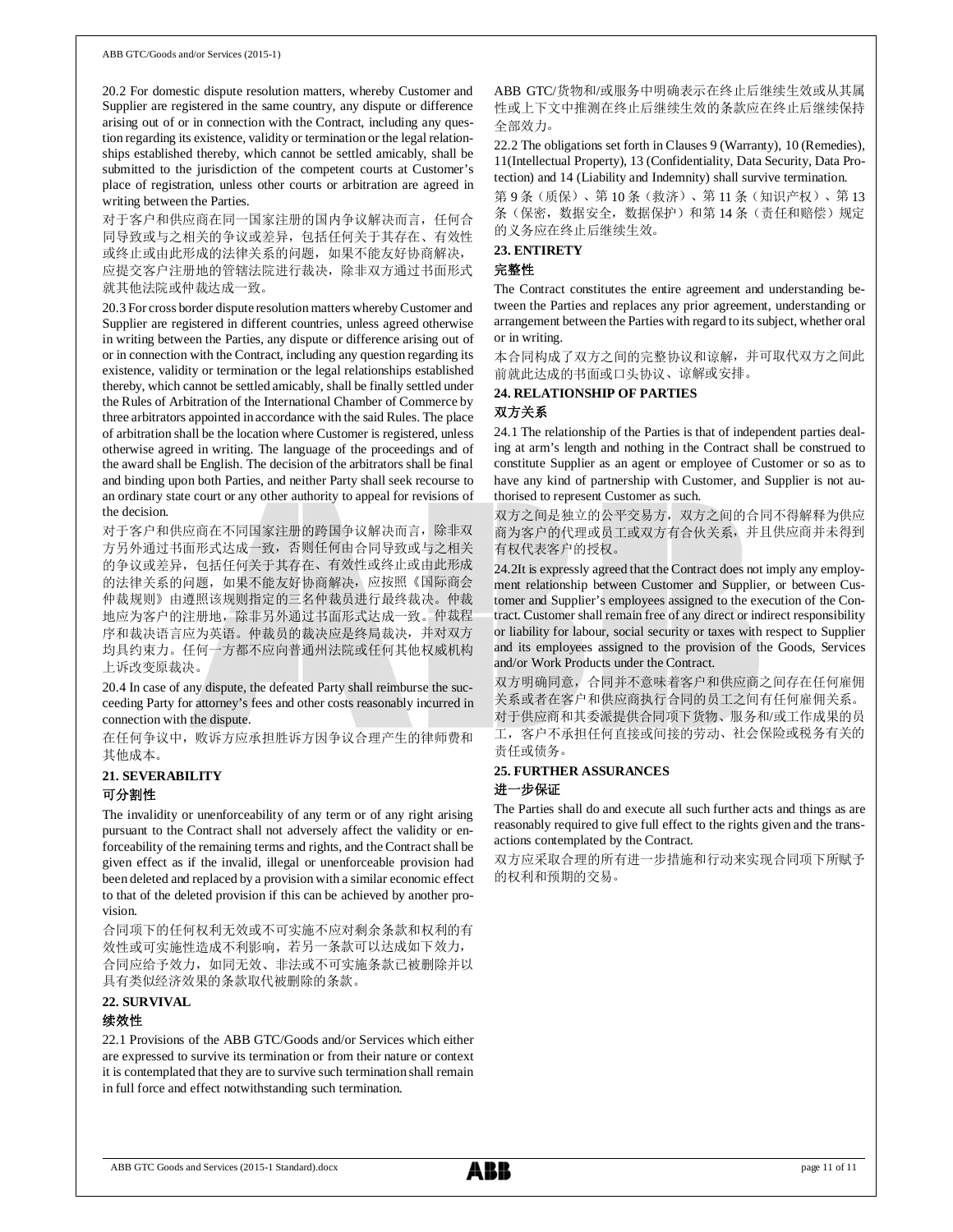20.2 For domestic dispute resolution matters, whereby Customer and Supplier are registered in the same country, any dispute or difference arising out of or in connection with the Contract, including any question regarding its existence, validity or termination or the legal relationships established thereby, which cannot be settled amicably, shall be submitted to the jurisdiction of the competent courts at Customer's place of registration, unless other courts or arbitration are agreed in writing between the Parties.

对于客户和供应商在同一国家注册的国内争议解决而言，任何合同导致或与之相关的争议或差异，包括任何关于其存在、有效性或终止或由此形成的法律关系的问题，如果不能友好协商解决，应提交客户注册地的管辖法院进行裁决，除非双方通过书面形式就其他法院或仲裁达成一致。

20.3 For cross border dispute resolution matters whereby Customer and Supplier are registered in different countries, unless agreed otherwise in writing between the Parties, any dispute or difference arising out of or in connection with the Contract, including any question regarding its existence, validity or termination or the legal relationships established thereby, which cannot be settled amicably, shall be finally settled under the Rules of Arbitration of the International Chamber of Commerce by three arbitrators appointed in accordance with the said Rules. The place of arbitration shall be the location where Customer is registered, unless otherwise agreed in writing. The language of the proceedings and of the award shall be English. The decision of the arbitrators shall be final and binding upon both Parties, and neither Party shall seek recourse to an ordinary state court or any other authority to appeal for revisions of the decision.

对于客户和供应商在不同国家注册的跨国争议解决而言，除非双方另外通过书面形式达成一致，否则任何由合同导致或与之相关的争议或差异，包括任何关于其存在、有效性或终止或由此形成的法律关系的问题，如果不能友好协商解决，应按照《国际商会仲裁规则》由遵照该规则指定的三名仲裁员进行最终裁决。仲裁地应为客户的注册地，除非另外通过书面形式达成一致。仲裁程序和裁决语言应为英语。仲裁员的裁决应是终局裁决，并对双方均具约束力。任何一方都不应向普通州法院或任何其他权威机构上诉改变原裁决。

20.4 In case of any dispute, the defeated Party shall reimburse the succeeding Party for attorney's fees and other costs reasonably incurred in connection with the dispute.

在任何争议中，败诉方应承担胜诉方因争议合理产生的律师费和其他成本。

**21. SEVERABILITY**

**可分割性**

The invalidity or unenforceability of any term or of any right arising pursuant to the Contract shall not adversely affect the validity or enforceability of the remaining terms and rights, and the Contract shall be given effect as if the invalid, illegal or unenforceable provision had been deleted and replaced by a provision with a similar economic effect to that of the deleted provision if this can be achieved by another provision.

合同项下的任何权利无效或不可实施不应对剩余条款和权利的有效性或可实施性造成不利影响，若另一条款可以达成如下效力，合同应给予效力，如同无效、非法或不可实施条款已被删除并以具有类似经济效果的条款取代被删除的条款。

**22. SURVIVAL**

**续效性**

22.1 Provisions of the ABB GTC/Goods and/or Services which either are expressed to survive its termination or from their nature or context it is contemplated that they are to survive such termination shall remain in full force and effect notwithstanding such termination.

ABB GTC/货物和/或服务中明确表示在终止后继续生效或从其属性或上下文中推测在终止后继续生效的条款应在终止后继续保持全部效力。

22.2 The obligations set forth in Clauses 9 (Warranty), 10 (Remedies), 11(Intellectual Property), 13 (Confidentiality, Data Security, Data Protection) and 14 (Liability and Indemnity) shall survive termination.

第 9 条（质保）、第 10 条（救济）、第 11 条（知识产权）、第 13 条（保密，数据安全，数据保护）和第 14 条（责任和赔偿）规定的义务应在终止后继续生效。

**23. ENTIRETY**

**完整性**

The Contract constitutes the entire agreement and understanding between the Parties and replaces any prior agreement, understanding or arrangement between the Parties with regard to its subject, whether oral or in writing.

本合同构成了双方之间的完整协议和谅解，并可取代双方之间此前就此达成的书面或口头协议、谅解或安排。

**24. RELATIONSHIP OF PARTIES**

**双方关系**

24.1 The relationship of the Parties is that of independent parties dealing at arm's length and nothing in the Contract shall be construed to constitute Supplier as an agent or employee of Customer or so as to have any kind of partnership with Customer, and Supplier is not authorised to represent Customer as such.

双方之间是独立的公平交易方，双方之间的合同不得解释为供应商为客户的代理或员工或双方有合伙关系，并且供应商并未得到有权代表客户的授权。

24.2It is expressly agreed that the Contract does not imply any employment relationship between Customer and Supplier, or between Customer and Supplier's employees assigned to the execution of the Contract. Customer shall remain free of any direct or indirect responsibility or liability for labour, social security or taxes with respect to Supplier and its employees assigned to the provision of the Goods, Services and/or Work Products under the Contract.

双方明确同意，合同并不意味着客户和供应商之间存在任何雇佣关系或者在客户和供应商执行合同的员工之间有任何雇佣关系。对于供应商和其委派提供合同项下货物、服务和/或工作成果的员工，客户不承担任何直接或间接的劳动、社会保险或税务有关的责任或债务。

**25. FURTHER ASSURANCES**

**进一步保证**

The Parties shall do and execute all such further acts and things as are reasonably required to give full effect to the rights given and the transactions contemplated by the Contract.

双方应采取合理的所有进一步措施和行动来实现合同项下所赋予的权利和预期的交易。